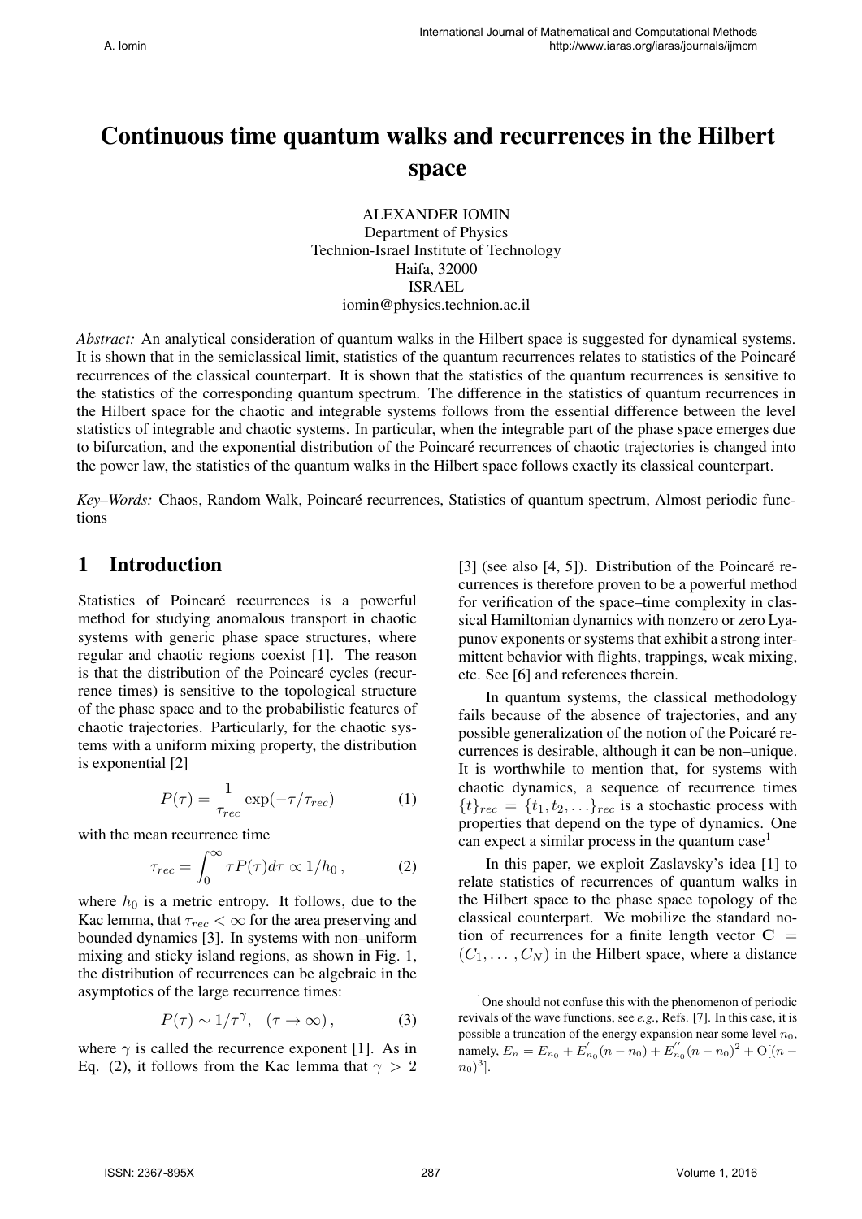# Continuous time quantum walks and recurrences in the Hilbert space

ALEXANDER IOMIN
Department of Physics
Technion-Israel Institute of Technology
Haifa, 32000
ISRAEL
iomin@physics.technion.ac.il

*Abstract:* An analytical consideration of quantum walks in the Hilbert space is suggested for dynamical systems. It is shown that in the semiclassical limit, statistics of the quantum recurrences relates to statistics of the Poincaré recurrences of the classical counterpart. It is shown that the statistics of the quantum recurrences is sensitive to the statistics of the corresponding quantum spectrum. The difference in the statistics of quantum recurrences in the Hilbert space for the chaotic and integrable systems follows from the essential difference between the level statistics of integrable and chaotic systems. In particular, when the integrable part of the phase space emerges due to bifurcation, and the exponential distribution of the Poincaré recurrences of chaotic trajectories is changed into the power law, the statistics of the quantum walks in the Hilbert space follows exactly its classical counterpart.

*Key–Words:* Chaos, Random Walk, Poincaré recurrences, Statistics of quantum spectrum, Almost periodic functions

## 1 Introduction

Statistics of Poincaré recurrences is a powerful method for studying anomalous transport in chaotic systems with generic phase space structures, where regular and chaotic regions coexist [1]. The reason is that the distribution of the Poincaré cycles (recurrence times) is sensitive to the topological structure of the phase space and to the probabilistic features of chaotic trajectories. Particularly, for the chaotic systems with a uniform mixing property, the distribution is exponential [2]

$$P(\tau) = \frac{1}{\tau_{rec}} \exp(-\tau/\tau_{rec}) \tag{1}$$

with the mean recurrence time

$$\tau_{rec} = \int_0^\infty \tau P(\tau) d\tau \propto 1/h_0 \,, \tag{2}$$

where $h_0$ is a metric entropy. It follows, due to the Kac lemma, that $\tau_{rec} < \infty$ for the area preserving and bounded dynamics [3]. In systems with non–uniform mixing and sticky island regions, as shown in Fig. 1, the distribution of recurrences can be algebraic in the asymptotics of the large recurrence times:

$$P(\tau) \sim 1/\tau^\gamma, \quad (\tau \to \infty) \,, \tag{3}$$

where $\gamma$ is called the recurrence exponent [1]. As in Eq. (2), it follows from the Kac lemma that $\gamma > 2$ [3] (see also [4, 5]). Distribution of the Poincaré recurrences is therefore proven to be a powerful method for verification of the space–time complexity in classical Hamiltonian dynamics with nonzero or zero Lyapunov exponents or systems that exhibit a strong intermittent behavior with flights, trappings, weak mixing, etc. See [6] and references therein.

In quantum systems, the classical methodology fails because of the absence of trajectories, and any possible generalization of the notion of the Poicaré recurrences is desirable, although it can be non–unique. It is worthwhile to mention that, for systems with chaotic dynamics, a sequence of recurrence times $\{t\}_{rec} = \{t_1, t_2, \dots\}_{rec}$ is a stochastic process with properties that depend on the type of dynamics. One can expect a similar process in the quantum case[1]

In this paper, we exploit Zaslavsky's idea [1] to relate statistics of recurrences of quantum walks in the Hilbert space to the phase space topology of the classical counterpart. We mobilize the standard notion of recurrences for a finite length vector $\mathbf{C} = (C_1, \dots, C_N)$ in the Hilbert space, where a distance

[1] One should not confuse this with the phenomenon of periodic revivals of the wave functions, see *e.g.*, Refs. [7]. In this case, it is possible a truncation of the energy expansion near some level $n_0$, namely, $E_n = E_{n_0} + E'_{n_0}(n - n_0) + E''_{n_0}(n - n_0)^2 + \mathrm{O}[(n - n_0)^3]$.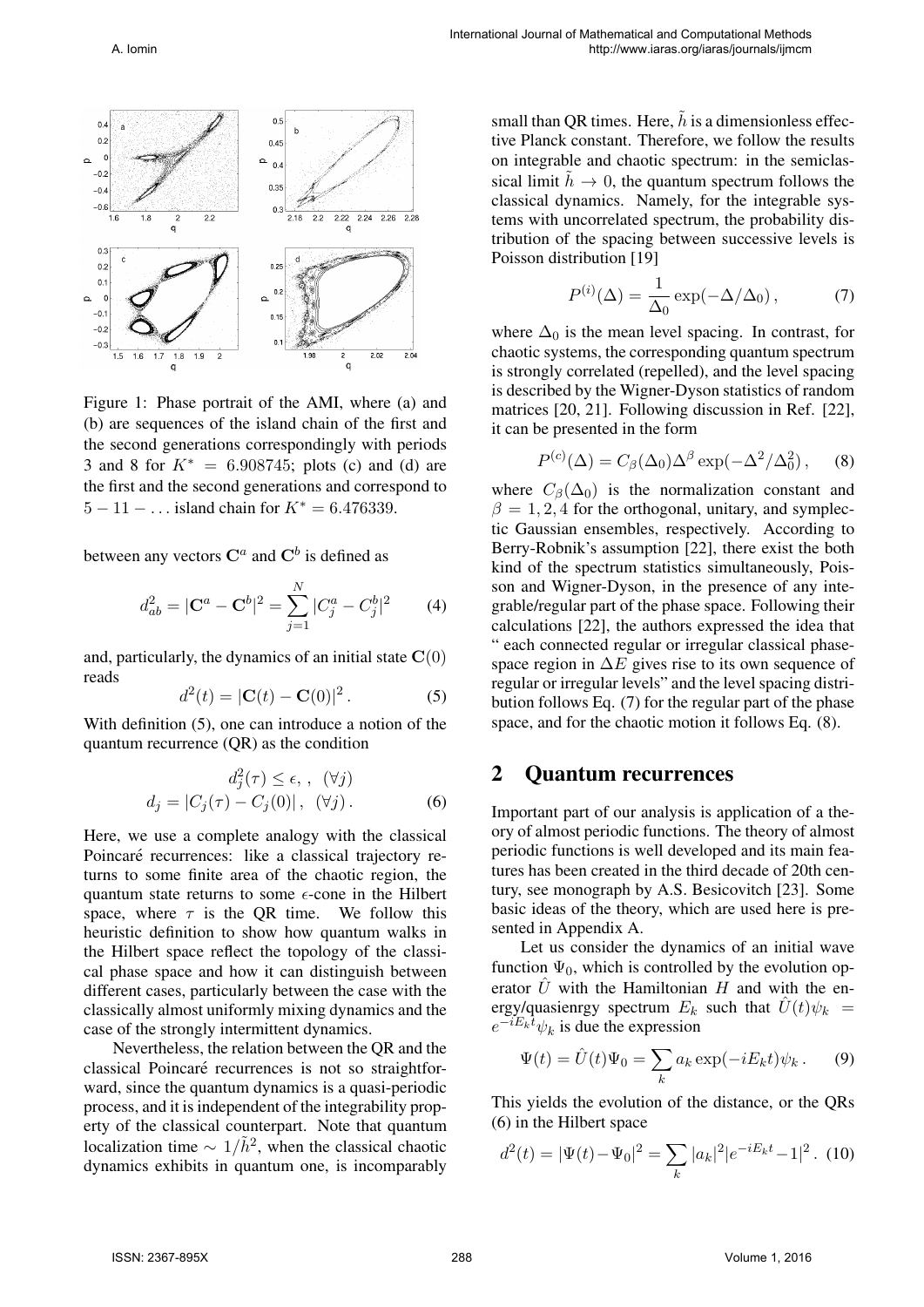Figure 1: Phase portrait of the AMI, where (a) and (b) are sequences of the island chain of the first and the second generations correspondingly with periods 3 and 8 for $K^* = 6.908745$; plots (c) and (d) are the first and the second generations and correspond to $5 - 11 - \ldots$ island chain for $K^* = 6.476339$.

between any vectors $\mathbf{C}^a$ and $\mathbf{C}^b$ is defined as

$$d_{ab}^2 = |\mathbf{C}^a - \mathbf{C}^b|^2 = \sum_{j=1}^{N} |C_j^a - C_j^b|^2 \qquad (4)$$

and, particularly, the dynamics of an initial state $\mathbf{C}(0)$ reads

$$d^2(t) = |\mathbf{C}(t) - \mathbf{C}(0)|^2 \,. \qquad (5)$$

With definition (5), one can introduce a notion of the quantum recurrence (QR) as the condition

$$d_j^2(\tau) \le \epsilon, \,, \ (\forall j)$$
$$d_j = |C_j(\tau) - C_j(0)| \,, \ (\forall j) \,. \qquad (6)$$

Here, we use a complete analogy with the classical Poincaré recurrences: like a classical trajectory returns to some finite area of the chaotic region, the quantum state returns to some $\epsilon$-cone in the Hilbert space, where $\tau$ is the QR time. We follow this heuristic definition to show how quantum walks in the Hilbert space reflect the topology of the classical phase space and how it can distinguish between different cases, particularly between the case with the classically almost uniformly mixing dynamics and the case of the strongly intermittent dynamics.

Nevertheless, the relation between the QR and the classical Poincaré recurrences is not so straightforward, since the quantum dynamics is a quasi-periodic process, and it is independent of the integrability property of the classical counterpart. Note that quantum localization time $\sim 1/\tilde{h}^2$, when the classical chaotic dynamics exhibits in quantum one, is incomparably small than QR times. Here, $\tilde{h}$ is a dimensionless effective Planck constant. Therefore, we follow the results on integrable and chaotic spectrum: in the semiclassical limit $\tilde{h} \to 0$, the quantum spectrum follows the classical dynamics. Namely, for the integrable systems with uncorrelated spectrum, the probability distribution of the spacing between successive levels is Poisson distribution [19]

$$P^{(i)}(\Delta) = \frac{1}{\Delta_0} \exp(-\Delta/\Delta_0) \,, \qquad (7)$$

where $\Delta_0$ is the mean level spacing. In contrast, for chaotic systems, the corresponding quantum spectrum is strongly correlated (repelled), and the level spacing is described by the Wigner-Dyson statistics of random matrices [20, 21]. Following discussion in Ref. [22], it can be presented in the form

$$P^{(c)}(\Delta) = C_\beta(\Delta_0)\Delta^\beta \exp(-\Delta^2/\Delta_0^2) \,, \qquad (8)$$

where $C_\beta(\Delta_0)$ is the normalization constant and $\beta = 1, 2, 4$ for the orthogonal, unitary, and symplectic Gaussian ensembles, respectively. According to Berry-Robnik's assumption [22], there exist the both kind of the spectrum statistics simultaneously, Poisson and Wigner-Dyson, in the presence of any integrable/regular part of the phase space. Following their calculations [22], the authors expressed the idea that " each connected regular or irregular classical phase-space region in $\Delta E$ gives rise to its own sequence of regular or irregular levels" and the level spacing distribution follows Eq. (7) for the regular part of the phase space, and for the chaotic motion it follows Eq. (8).

## 2 Quantum recurrences

Important part of our analysis is application of a theory of almost periodic functions. The theory of almost periodic functions is well developed and its main features has been created in the third decade of 20th century, see monograph by A.S. Besicovitch [23]. Some basic ideas of the theory, which are used here is presented in Appendix A.

Let us consider the dynamics of an initial wave function $\Psi_0$, which is controlled by the evolution operator $\hat{U}$ with the Hamiltonian $H$ and with the energy/quasienrgy spectrum $E_k$ such that $\hat{U}(t)\psi_k = e^{-iE_k t}\psi_k$ is due the expression

$$\Psi(t) = \hat{U}(t)\Psi_0 = \sum_k a_k \exp(-iE_k t)\psi_k \,. \qquad (9)$$

This yields the evolution of the distance, or the QRs (6) in the Hilbert space

$$d^2(t) = |\Psi(t) - \Psi_0|^2 = \sum_k |a_k|^2 |e^{-iE_k t} - 1|^2 \,. \quad (10)$$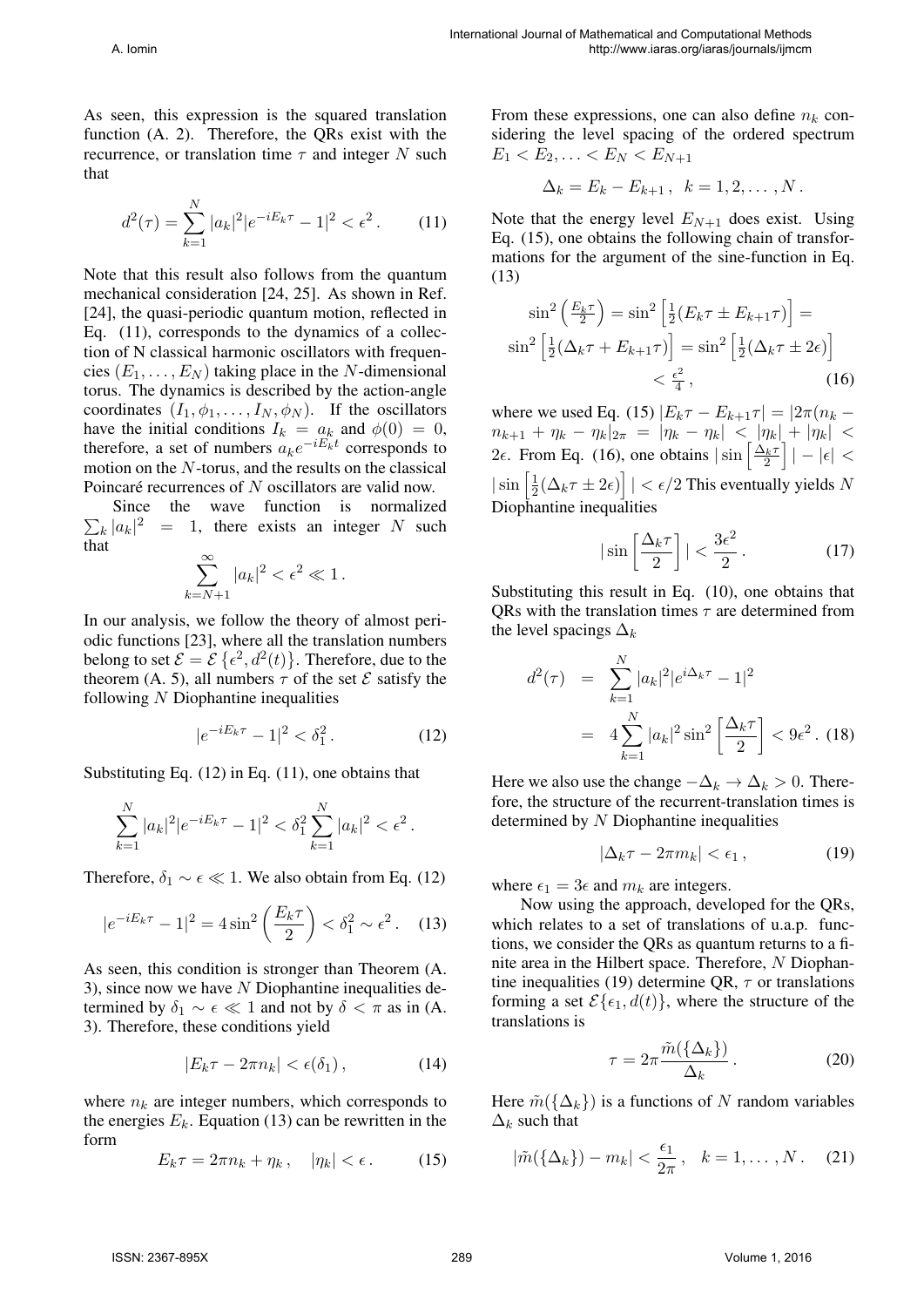As seen, this expression is the squared translation function (A. 2). Therefore, the QRs exist with the recurrence, or translation time $\tau$ and integer $N$ such that

$$d^2(\tau) = \sum_{k=1}^{N} |a_k|^2 |e^{-iE_k\tau} - 1|^2 < \epsilon^2 \,. \tag{11}$$

Note that this result also follows from the quantum mechanical consideration [24, 25]. As shown in Ref. [24], the quasi-periodic quantum motion, reflected in Eq. (11), corresponds to the dynamics of a collection of N classical harmonic oscillators with frequencies $(E_1, \ldots, E_N)$ taking place in the $N$-dimensional torus. The dynamics is described by the action-angle coordinates $(I_1, \phi_1, \ldots, I_N, \phi_N)$. If the oscillators have the initial conditions $I_k = a_k$ and $\phi(0) = 0$, therefore, a set of numbers $a_k e^{-iE_k t}$ corresponds to motion on the $N$-torus, and the results on the classical Poincaré recurrences of $N$ oscillators are valid now.

Since the wave function is normalized $\sum_k |a_k|^2 = 1$, there exists an integer $N$ such that

$$\sum_{k=N+1}^{\infty} |a_k|^2 < \epsilon^2 \ll 1 \,.$$

In our analysis, we follow the theory of almost periodic functions [23], where all the translation numbers belong to set $\mathcal{E} = \mathcal{E}\left\{\epsilon^2, d^2(t)\right\}$. Therefore, due to the theorem (A. 5), all numbers $\tau$ of the set $\mathcal{E}$ satisfy the following $N$ Diophantine inequalities

$$|e^{-iE_k\tau} - 1|^2 < \delta_1^2 \,. \tag{12}$$

Substituting Eq. (12) in Eq. (11), one obtains that

$$\sum_{k=1}^{N} |a_k|^2 |e^{-iE_k\tau} - 1|^2 < \delta_1^2 \sum_{k=1}^{N} |a_k|^2 < \epsilon^2 \,.$$

Therefore, $\delta_1 \sim \epsilon \ll 1$. We also obtain from Eq. (12)

$$|e^{-iE_k\tau} - 1|^2 = 4\sin^2\left(\frac{E_k\tau}{2}\right) < \delta_1^2 \sim \epsilon^2 \,. \tag{13}$$

As seen, this condition is stronger than Theorem (A. 3), since now we have $N$ Diophantine inequalities determined by $\delta_1 \sim \epsilon \ll 1$ and not by $\delta < \pi$ as in (A. 3). Therefore, these conditions yield

$$|E_k\tau - 2\pi n_k| < \epsilon(\delta_1) \,, \tag{14}$$

where $n_k$ are integer numbers, which corresponds to the energies $E_k$. Equation (13) can be rewritten in the form

$$E_k\tau = 2\pi n_k + \eta_k \,, \quad |\eta_k| < \epsilon \,. \tag{15}$$

From these expressions, one can also define $n_k$ considering the level spacing of the ordered spectrum $E_1 < E_2, \ldots < E_N < E_{N+1}$

$$\Delta_k = E_k - E_{k+1} \,, \;\; k = 1, 2, \ldots, N \,.$$

Note that the energy level $E_{N+1}$ does exist. Using Eq. (15), one obtains the following chain of transformations for the argument of the sine-function in Eq. (13)

$$\begin{aligned} &\sin^2\left(\tfrac{E_k\tau}{2}\right) = \sin^2\left[\tfrac{1}{2}(E_k\tau \pm E_{k+1}\tau)\right] = \\ &\sin^2\left[\tfrac{1}{2}(\Delta_k\tau + E_{k+1}\tau)\right] = \sin^2\left[\tfrac{1}{2}(\Delta_k\tau \pm 2\epsilon)\right] \\ &\qquad < \tfrac{\epsilon^2}{4} \,, \end{aligned} \tag{16}$$

where we used Eq. (15) $|E_k\tau - E_{k+1}\tau| = |2\pi(n_k - n_{k+1} + \eta_k - \eta_k|_{2\pi} = |\eta_k - \eta_k| < |\eta_k| + |\eta_k| < 2\epsilon$. From Eq. (16), one obtains $|\sin\left[\frac{\Delta_k\tau}{2}\right]| - |\epsilon| < |\sin\left[\frac{1}{2}(\Delta_k\tau \pm 2\epsilon)\right]| < \epsilon/2$ This eventually yields $N$ Diophantine inequalities

$$|\sin\left[\frac{\Delta_k\tau}{2}\right]| < \frac{3\epsilon^2}{2} \,. \tag{17}$$

Substituting this result in Eq. (10), one obtains that QRs with the translation times $\tau$ are determined from the level spacings $\Delta_k$

$$\begin{aligned} d^2(\tau) &= \sum_{k=1}^{N} |a_k|^2 |e^{i\Delta_k\tau} - 1|^2 \\ &= 4\sum_{k=1}^{N} |a_k|^2 \sin^2\left[\frac{\Delta_k\tau}{2}\right] < 9\epsilon^2 \,. \end{aligned} \tag{18}$$

Here we also use the change $-\Delta_k \to \Delta_k > 0$. Therefore, the structure of the recurrent-translation times is determined by $N$ Diophantine inequalities

$$|\Delta_k\tau - 2\pi m_k| < \epsilon_1 \,, \tag{19}$$

where $\epsilon_1 = 3\epsilon$ and $m_k$ are integers.

Now using the approach, developed for the QRs, which relates to a set of translations of u.a.p. functions, we consider the QRs as quantum returns to a finite area in the Hilbert space. Therefore, $N$ Diophantine inequalities (19) determine QR, $\tau$ or translations forming a set $\mathcal{E}\{\epsilon_1, d(t)\}$, where the structure of the translations is

$$\tau = 2\pi\frac{\tilde{m}(\{\Delta_k\})}{\Delta_k} \,. \tag{20}$$

Here $\tilde{m}(\{\Delta_k\})$ is a functions of $N$ random variables $\Delta_k$ such that

$$|\tilde{m}(\{\Delta_k\}) - m_k| < \frac{\epsilon_1}{2\pi} \,, \quad k = 1, \ldots, N \,. \tag{21}$$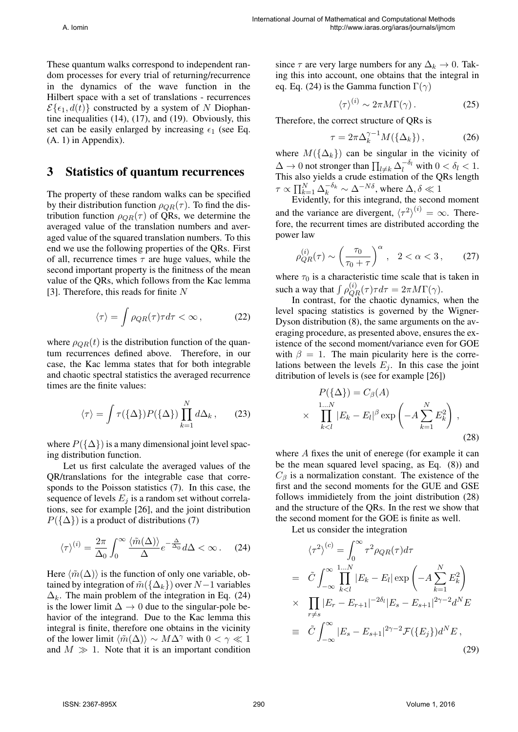These quantum walks correspond to independent random processes for every trial of returning/recurrence in the dynamics of the wave function in the Hilbert space with a set of translations - recurrences $\mathcal{E}\{\epsilon_1, d(t)\}$ constructed by a system of $N$ Diophantine inequalities (14), (17), and (19). Obviously, this set can be easily enlarged by increasing $\epsilon_1$ (see Eq. (A. 1) in Appendix).

## 3 Statistics of quantum recurrences

The property of these random walks can be specified by their distribution function $\rho_{QR}(\tau)$. To find the distribution function $\rho_{QR}(\tau)$ of QRs, we determine the averaged value of the translation numbers and averaged value of the squared translation numbers. To this end we use the following properties of the QRs. First of all, recurrence times $\tau$ are huge values, while the second important property is the finitness of the mean value of the QRs, which follows from the Kac lemma [3]. Therefore, this reads for finite $N$

$$\langle\tau\rangle = \int \rho_{QR}(\tau)\tau d\tau < \infty\,, \tag{22}$$

where $\rho_{QR}(t)$ is the distribution function of the quantum recurrences defined above. Therefore, in our case, the Kac lemma states that for both integrable and chaotic spectral statistics the averaged recurrence times are the finite values:

$$\langle\tau\rangle = \int \tau(\{\Delta\})P(\{\Delta\})\prod_{k=1}^{N} d\Delta_k\,, \tag{23}$$

where $P(\{\Delta\})$ is a many dimensional joint level spacing distribution function.

Let us first calculate the averaged values of the QR/translations for the integrable case that corresponds to the Poisson statistics (7). In this case, the sequence of levels $E_j$ is a random set without correlations, see for example [26], and the joint distribution $P(\{\Delta\})$ is a product of distributions (7)

$$\langle\tau\rangle^{(i)} = \frac{2\pi}{\Delta_0}\int_0^\infty \frac{\langle\tilde{m}(\Delta)\rangle}{\Delta} e^{-\frac{\Delta}{\Delta_0}} d\Delta < \infty\,. \tag{24}$$

Here $\langle\tilde{m}(\Delta)\rangle$ is the function of only one variable, obtained by integration of $\tilde{m}(\{\Delta_k\})$ over $N-1$ variables $\Delta_k$. The main problem of the integration in Eq. (24) is the lower limit $\Delta \to 0$ due to the singular-pole behavior of the integrand. Due to the Kac lemma this integral is finite, therefore one obtains in the vicinity of the lower limit $\langle\tilde{m}(\Delta)\rangle \sim M\Delta^\gamma$ with $0 < \gamma \ll 1$ and $M \gg 1$. Note that it is an important condition since $\tau$ are very large numbers for any $\Delta_k \to 0$. Taking this into account, one obtains that the integral in eq. Eq. (24) is the Gamma function $\Gamma(\gamma)$

$$\langle\tau\rangle^{(i)} \sim 2\pi M\Gamma(\gamma)\,. \tag{25}$$

Therefore, the correct structure of QRs is

$$\tau = 2\pi\Delta_k^{\gamma-1}M(\{\Delta_k\})\,, \tag{26}$$

where $M(\{\Delta_k\})$ can be singular in the vicinity of $\Delta \to 0$ not stronger than $\prod_{l\neq k}\Delta_l^{-\delta_l}$ with $0 < \delta_l < 1$. This also yields a crude estimation of the QRs length $\tau \propto \prod_{k=1}^{N}\Delta_k^{-\delta_k} \sim \Delta^{-N\delta}$, where $\Delta, \delta \ll 1$

Evidently, for this integrand, the second moment and the variance are divergent, $\langle\tau^2\rangle^{(i)} = \infty$. Therefore, the recurrent times are distributed according the power law

$$\rho_{QR}^{(i)}(\tau) \sim \left(\frac{\tau_0}{\tau_0+\tau}\right)^\alpha\,,\quad 2 < \alpha < 3\,, \tag{27}$$

where $\tau_0$ is a characteristic time scale that is taken in such a way that $\int \rho_{QR}^{(i)}(\tau)\tau d\tau = 2\pi M\Gamma(\gamma)$.

In contrast, for the chaotic dynamics, when the level spacing statistics is governed by the Wigner-Dyson distribution (8), the same arguments on the averaging procedure, as presented above, ensures the existence of the second moment/variance even for GOE with $\beta = 1$. The main picularity here is the correlations between the levels $E_j$. In this case the joint ditribution of levels is (see for example [26])

$$\begin{aligned} &P(\{\Delta\}) = C_\beta(A) \\ &\times \prod_{k<l}^{1\ldots N}|E_k - E_l|^\beta \exp\left(-A\sum_{k=1}^{N}E_k^2\right)\,, \end{aligned} \tag{28}$$

where $A$ fixes the unit of eneregy (for example it can be the mean squared level spacing, as Eq. (8)) and $C_\beta$ is a normalization constant. The existence of the first and the second moments for the GUE and GSE follows immidietely from the joint distribution (28) and the structure of the QRs. In the rest we show that the second moment for the GOE is finite as well.

Let us consider the integration

$$\begin{aligned} &\langle\tau^2\rangle^{(c)} = \int_0^\infty \tau^2\rho_{QR}(\tau)d\tau \\ &= \tilde{C}\int_{-\infty}^{\infty}\prod_{k<l}^{1\ldots N}|E_k - E_l|\exp\left(-A\sum_{k=1}^{N}E_k^2\right) \\ &\times \prod_{r\neq s}|E_r - E_{r+1}|^{-2\delta_l}|E_s - E_{s+1}|^{2\gamma-2}d^NE \\ &\equiv \tilde{C}\int_{-\infty}^{\infty}|E_s - E_{s+1}|^{2\gamma-2}\mathcal{F}(\{E_j\})d^NE\,, \end{aligned} \tag{29}$$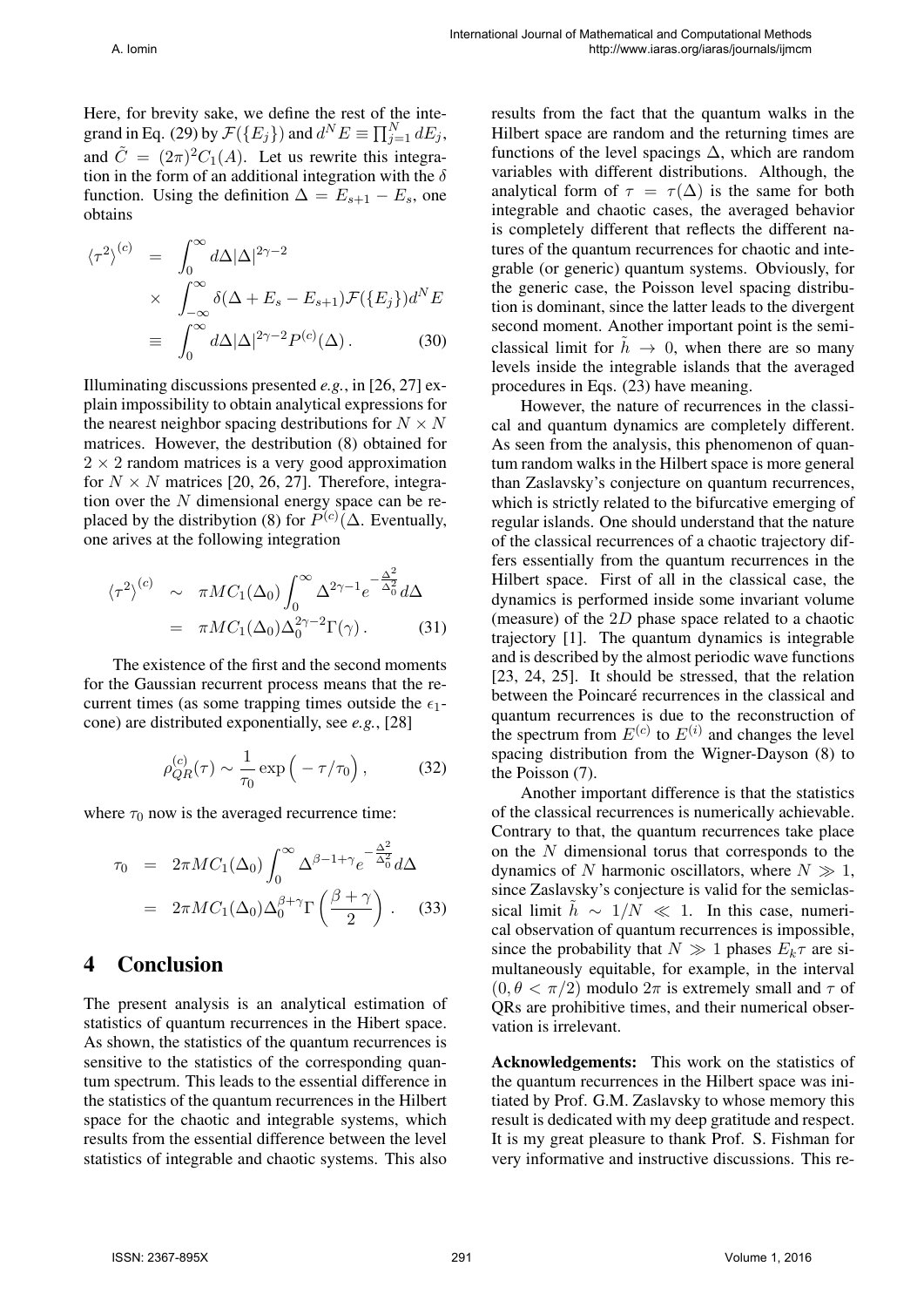Here, for brevity sake, we define the rest of the integrand in Eq. (29) by $\mathcal{F}(\{E_j\})$ and $d^N E \equiv \prod_{j=1}^N dE_j$, and $\tilde{C} = (2\pi)^2 C_1(A)$. Let us rewrite this integration in the form of an additional integration with the $\delta$ function. Using the definition $\Delta = E_{s+1} - E_s$, one obtains

$$
\begin{aligned}
\langle \tau^2 \rangle^{(c)} &= \int_0^\infty d\Delta |\Delta|^{2\gamma-2} \\
&\times \int_{-\infty}^\infty \delta(\Delta + E_s - E_{s+1}) \mathcal{F}(\{E_j\}) d^N E \\
&\equiv \int_0^\infty d\Delta |\Delta|^{2\gamma-2} P^{(c)}(\Delta) \, . \qquad (30)
\end{aligned}
$$

Illuminating discussions presented *e.g.*, in [26, 27] explain impossibility to obtain analytical expressions for the nearest neighbor spacing destributions for $N \times N$ matrices. However, the distribution (8) obtained for $2 \times 2$ random matrices is a very good approximation for $N \times N$ matrices [20, 26, 27]. Therefore, integration over the $N$ dimensional energy space can be replaced by the distribytion (8) for $P^{(c)}(\Delta$. Eventually, one arives at the following integration

$$
\begin{aligned}
\langle \tau^2 \rangle^{(c)} &\sim \pi M C_1(\Delta_0) \int_0^\infty \Delta^{2\gamma-1} e^{-\frac{\Delta^2}{\Delta_0^2}} d\Delta \\
&= \pi M C_1(\Delta_0) \Delta_0^{2\gamma-2} \Gamma(\gamma) \, . \qquad (31)
\end{aligned}
$$

The existence of the first and the second moments for the Gaussian recurrent process means that the recurrent times (as some trapping times outside the $\epsilon_1$-cone) are distributed exponentially, see *e.g.*, [28]

$$
\rho_{QR}^{(c)}(\tau) \sim \frac{1}{\tau_0} \exp\Big( -\tau/\tau_0 \Big) \, , \qquad (32)
$$

where $\tau_0$ now is the averaged recurrence time:

$$
\begin{aligned}
\tau_0 &= 2\pi M C_1(\Delta_0) \int_0^\infty \Delta^{\beta-1+\gamma} e^{-\frac{\Delta^2}{\Delta_0^2}} d\Delta \\
&= 2\pi M C_1(\Delta_0) \Delta_0^{\beta+\gamma} \Gamma\left( \frac{\beta+\gamma}{2} \right) \, . \qquad (33)
\end{aligned}
$$

# 4 Conclusion

The present analysis is an analytical estimation of statistics of quantum recurrences in the Hibert space. As shown, the statistics of the quantum recurrences is sensitive to the statistics of the corresponding quantum spectrum. This leads to the essential difference in the statistics of the quantum recurrences in the Hilbert space for the chaotic and integrable systems, which results from the essential difference between the level statistics of integrable and chaotic systems. This also results from the fact that the quantum walks in the Hilbert space are random and the returning times are functions of the level spacings $\Delta$, which are random variables with different distributions. Although, the analytical form of $\tau = \tau(\Delta)$ is the same for both integrable and chaotic cases, the averaged behavior is completely different that reflects the different natures of the quantum recurrences for chaotic and integrable (or generic) quantum systems. Obviously, for the generic case, the Poisson level spacing distribution is dominant, since the latter leads to the divergent second moment. Another important point is the semiclassical limit for $\tilde{h} \to 0$, when there are so many levels inside the integrable islands that the averaged procedures in Eqs. (23) have meaning.

However, the nature of recurrences in the classical and quantum dynamics are completely different. As seen from the analysis, this phenomenon of quantum random walks in the Hilbert space is more general than Zaslavsky's conjecture on quantum recurrences, which is strictly related to the bifurcative emerging of regular islands. One should understand that the nature of the classical recurrences of a chaotic trajectory differs essentially from the quantum recurrences in the Hilbert space. First of all in the classical case, the dynamics is performed inside some invariant volume (measure) of the $2D$ phase space related to a chaotic trajectory [1]. The quantum dynamics is integrable and is described by the almost periodic wave functions [23, 24, 25]. It should be stressed, that the relation between the Poincaré recurrences in the classical and quantum recurrences is due to the reconstruction of the spectrum from $E^{(c)}$ to $E^{(i)}$ and changes the level spacing distribution from the Wigner-Dayson (8) to the Poisson (7).

Another important difference is that the statistics of the classical recurrences is numerically achievable. Contrary to that, the quantum recurrences take place on the $N$ dimensional torus that corresponds to the dynamics of $N$ harmonic oscillators, where $N \gg 1$, since Zaslavsky's conjecture is valid for the semiclassical limit $\tilde{h} \sim 1/N \ll 1$. In this case, numerical observation of quantum recurrences is impossible, since the probability that $N \gg 1$ phases $E_k \tau$ are simultaneously equitable, for example, in the interval $(0, \theta < \pi/2)$ modulo $2\pi$ is extremely small and $\tau$ of QRs are prohibitive times, and their numerical observation is irrelevant.

**Acknowledgements:** This work on the statistics of the quantum recurrences in the Hilbert space was initiated by Prof. G.M. Zaslavsky to whose memory this result is dedicated with my deep gratitude and respect. It is my great pleasure to thank Prof. S. Fishman for very informative and instructive discussions. This re-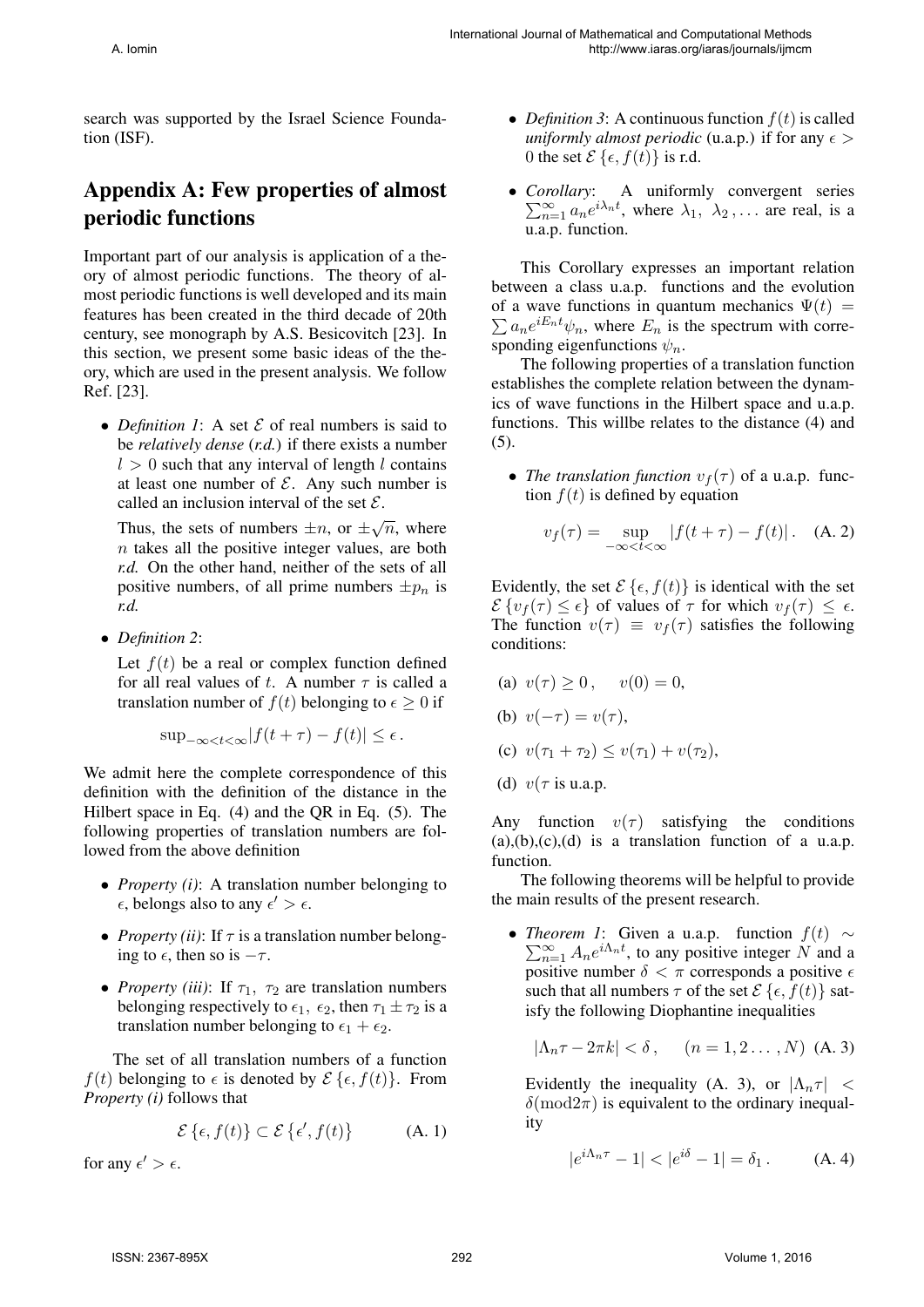search was supported by the Israel Science Foundation (ISF).

## Appendix A: Few properties of almost periodic functions

Important part of our analysis is application of a theory of almost periodic functions. The theory of almost periodic functions is well developed and its main features has been created in the third decade of 20th century, see monograph by A.S. Besicovitch [23]. In this section, we present some basic ideas of the theory, which are used in the present analysis. We follow Ref. [23].

- *Definition 1*: A set $\mathcal{E}$ of real numbers is said to be *relatively dense* (*r.d.*) if there exists a number $l > 0$ such that any interval of length $l$ contains at least one number of $\mathcal{E}$. Any such number is called an inclusion interval of the set $\mathcal{E}$.

  Thus, the sets of numbers $\pm n$, or $\pm\sqrt{n}$, where $n$ takes all the positive integer values, are both *r.d.* On the other hand, neither of the sets of all positive numbers, of all prime numbers $\pm p_n$ is *r.d.*

- *Definition 2*:

  Let $f(t)$ be a real or complex function defined for all real values of $t$. A number $\tau$ is called a translation number of $f(t)$ belonging to $\epsilon \geq 0$ if

  $$\sup_{-\infty<t<\infty}|f(t+\tau)-f(t)| \leq \epsilon \,.$$

We admit here the complete correspondence of this definition with the definition of the distance in the Hilbert space in Eq. (4) and the QR in Eq. (5). The following properties of translation numbers are followed from the above definition

- *Property (i)*: A translation number belonging to $\epsilon$, belongs also to any $\epsilon' > \epsilon$.
- *Property (ii)*: If $\tau$ is a translation number belonging to $\epsilon$, then so is $-\tau$.
- *Property (iii)*: If $\tau_1,\ \tau_2$ are translation numbers belonging respectively to $\epsilon_1,\ \epsilon_2$, then $\tau_1 \pm \tau_2$ is a translation number belonging to $\epsilon_1 + \epsilon_2$.

The set of all translation numbers of a function $f(t)$ belonging to $\epsilon$ is denoted by $\mathcal{E}\{\epsilon, f(t)\}$. From *Property (i)* follows that

$$\mathcal{E}\{\epsilon, f(t)\} \subset \mathcal{E}\{\epsilon', f(t)\} \qquad \text{(A. 1)}$$

for any $\epsilon' > \epsilon$.

- *Definition 3*: A continuous function $f(t)$ is called *uniformly almost periodic* (u.a.p.) if for any $\epsilon > 0$ the set $\mathcal{E}\{\epsilon, f(t)\}$ is r.d.
- *Corollary*: A uniformly convergent series $\sum_{n=1}^{\infty} a_n e^{i\lambda_n t}$, where $\lambda_1,\ \lambda_2,\ldots$ are real, is a u.a.p. function.

This Corollary expresses an important relation between a class u.a.p. functions and the evolution of a wave functions in quantum mechanics $\Psi(t) = \sum a_n e^{iE_n t}\psi_n$, where $E_n$ is the spectrum with corresponding eigenfunctions $\psi_n$.

The following properties of a translation function establishes the complete relation between the dynamics of wave functions in the Hilbert space and u.a.p. functions. This willbe relates to the distance (4) and (5).

- *The translation function* $v_f(\tau)$ of a u.a.p. function $f(t)$ is defined by equation

  $$v_f(\tau) = \sup_{-\infty<t<\infty} |f(t+\tau) - f(t)| \,. \qquad \text{(A. 2)}$$

Evidently, the set $\mathcal{E}\{\epsilon, f(t)\}$ is identical with the set $\mathcal{E}\{v_f(\tau) \leq \epsilon\}$ of values of $\tau$ for which $v_f(\tau) \leq \epsilon$. The function $v(\tau) \equiv v_f(\tau)$ satisfies the following conditions:

(a) $v(\tau) \geq 0\,, \quad v(0) = 0,$

(b) $v(-\tau) = v(\tau),$

(c) $v(\tau_1 + \tau_2) \leq v(\tau_1) + v(\tau_2),$

(d) $v(\tau$ is u.a.p.

Any function $v(\tau)$ satisfying the conditions (a),(b),(c),(d) is a translation function of a u.a.p. function.

The following theorems will be helpful to provide the main results of the present research.

- *Theorem 1*: Given a u.a.p. function $f(t) \sim \sum_{n=1}^{\infty} A_n e^{i\Lambda_n t}$, to any positive integer $N$ and a positive number $\delta < \pi$ corresponds a positive $\epsilon$ such that all numbers $\tau$ of the set $\mathcal{E}\{\epsilon, f(t)\}$ satisfy the following Diophantine inequalities

  $$|\Lambda_n \tau - 2\pi k| < \delta\,, \qquad (n = 1, 2 \ldots, N) \ \text{(A. 3)}$$

  Evidently the inequality (A. 3), or $|\Lambda_n \tau| < \delta (\mathrm{mod} 2\pi)$ is equivalent to the ordinary inequality

  $$|e^{i\Lambda_n \tau} - 1| < |e^{i\delta} - 1| = \delta_1 \,. \qquad \text{(A. 4)}$$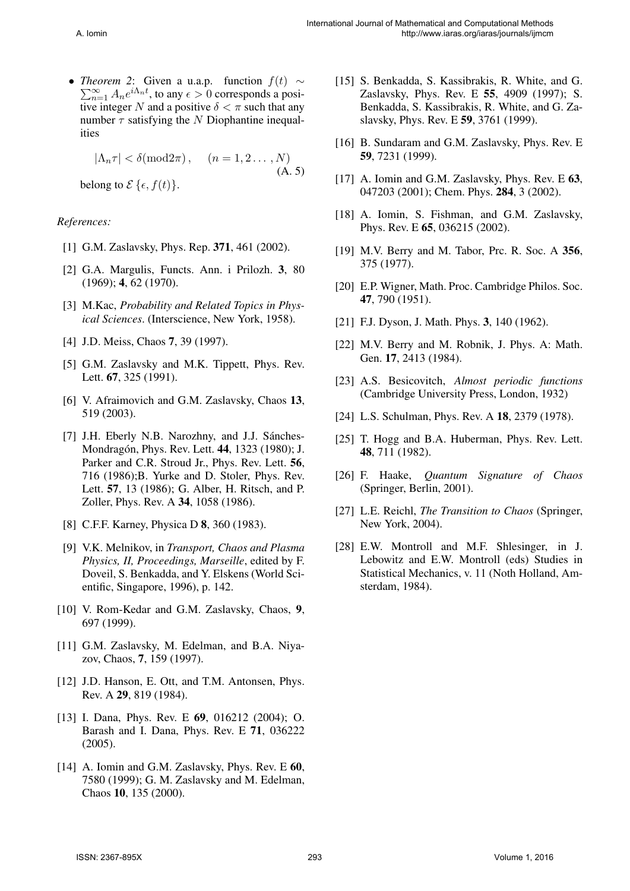- *Theorem 2*: Given a u.a.p. function $f(t) \sim \sum_{n=1}^{\infty} A_n e^{i\Lambda_n t}$, to any $\epsilon > 0$ corresponds a positive integer $N$ and a positive $\delta < \pi$ such that any number $\tau$ satisfying the $N$ Diophantine inequalities

$$|\Lambda_n \tau| < \delta (\text{mod} 2\pi) , \quad (n = 1, 2 \ldots , N) \tag{A. 5}$$

belong to $\mathcal{E}\{\epsilon, f(t)\}$.

*References:*

[1] G.M. Zaslavsky, Phys. Rep. **371**, 461 (2002).

[2] G.A. Margulis, Functs. Ann. i Prilozh. **3**, 80 (1969); **4**, 62 (1970).

[3] M.Kac, *Probability and Related Topics in Physical Sciences*. (Interscience, New York, 1958).

[4] J.D. Meiss, Chaos **7**, 39 (1997).

[5] G.M. Zaslavsky and M.K. Tippett, Phys. Rev. Lett. **67**, 325 (1991).

[6] V. Afraimovich and G.M. Zaslavsky, Chaos **13**, 519 (2003).

[7] J.H. Eberly N.B. Narozhny, and J.J. Sánches-Mondragón, Phys. Rev. Lett. **44**, 1323 (1980); J. Parker and C.R. Stroud Jr., Phys. Rev. Lett. **56**, 716 (1986);B. Yurke and D. Stoler, Phys. Rev. Lett. **57**, 13 (1986); G. Alber, H. Ritsch, and P. Zoller, Phys. Rev. A **34**, 1058 (1986).

[8] C.F.F. Karney, Physica D **8**, 360 (1983).

[9] V.K. Melnikov, in *Transport, Chaos and Plasma Physics, II, Proceedings, Marseille*, edited by F. Doveil, S. Benkadda, and Y. Elskens (World Scientific, Singapore, 1996), p. 142.

[10] V. Rom-Kedar and G.M. Zaslavsky, Chaos, **9**, 697 (1999).

[11] G.M. Zaslavsky, M. Edelman, and B.A. Niyazov, Chaos, **7**, 159 (1997).

[12] J.D. Hanson, E. Ott, and T.M. Antonsen, Phys. Rev. A **29**, 819 (1984).

[13] I. Dana, Phys. Rev. E **69**, 016212 (2004); O. Barash and I. Dana, Phys. Rev. E **71**, 036222 (2005).

[14] A. Iomin and G.M. Zaslavsky, Phys. Rev. E **60**, 7580 (1999); G. M. Zaslavsky and M. Edelman, Chaos **10**, 135 (2000).

[15] S. Benkadda, S. Kassibrakis, R. White, and G. Zaslavsky, Phys. Rev. E **55**, 4909 (1997); S. Benkadda, S. Kassibrakis, R. White, and G. Zaslavsky, Phys. Rev. E **59**, 3761 (1999).

[16] B. Sundaram and G.M. Zaslavsky, Phys. Rev. E **59**, 7231 (1999).

[17] A. Iomin and G.M. Zaslavsky, Phys. Rev. E **63**, 047203 (2001); Chem. Phys. **284**, 3 (2002).

[18] A. Iomin, S. Fishman, and G.M. Zaslavsky, Phys. Rev. E **65**, 036215 (2002).

[19] M.V. Berry and M. Tabor, Prc. R. Soc. A **356**, 375 (1977).

[20] E.P. Wigner, Math. Proc. Cambridge Philos. Soc. **47**, 790 (1951).

[21] F.J. Dyson, J. Math. Phys. **3**, 140 (1962).

[22] M.V. Berry and M. Robnik, J. Phys. A: Math. Gen. **17**, 2413 (1984).

[23] A.S. Besicovitch, *Almost periodic functions* (Cambridge University Press, London, 1932)

[24] L.S. Schulman, Phys. Rev. A **18**, 2379 (1978).

[25] T. Hogg and B.A. Huberman, Phys. Rev. Lett. **48**, 711 (1982).

[26] F. Haake, *Quantum Signature of Chaos* (Springer, Berlin, 2001).

[27] L.E. Reichl, *The Transition to Chaos* (Springer, New York, 2004).

[28] E.W. Montroll and M.F. Shlesinger, in J. Lebowitz and E.W. Montroll (eds) Studies in Statistical Mechanics, v. 11 (Noth Holland, Amsterdam, 1984).